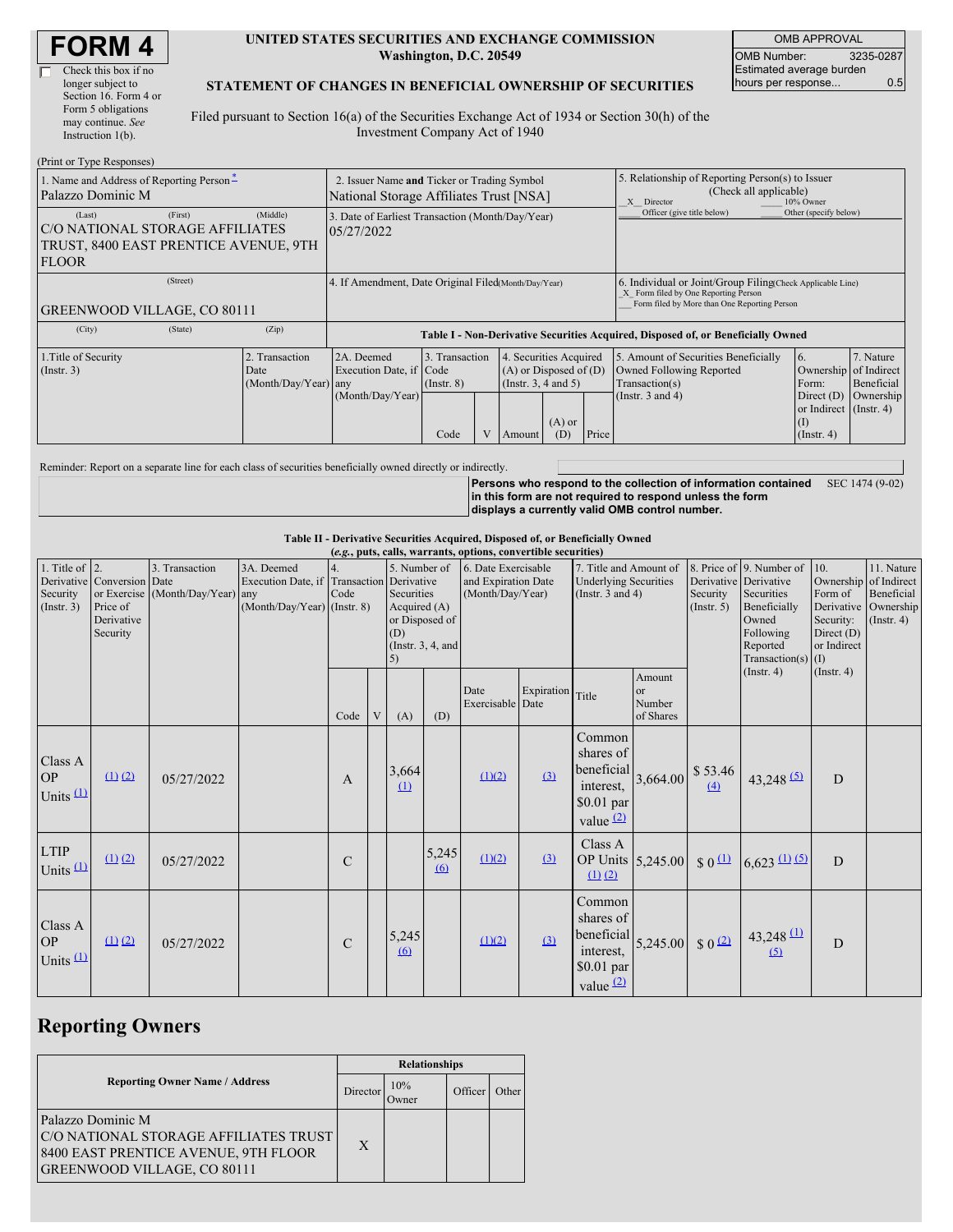# FORM 4

☐ Check this box if no longer subject to Section 16. Form 4 or Form 5 obligations may continue. *See* Instruction 1(b).

**UNITED STATES SECURITIES AND EXCHANGE COMMISSION**
**Washington, D.C. 20549**

**STATEMENT OF CHANGES IN BENEFICIAL OWNERSHIP OF SECURITIES**

Filed pursuant to Section 16(a) of the Securities Exchange Act of 1934 or Section 30(h) of the Investment Company Act of 1940

| OMB APPROVAL | |
|---|---|
| OMB Number: | 3235-0287 |
| Estimated average burden hours per response... | 0.5 |

(Print or Type Responses)

| | | |
|---|---|---|
| 1. Name and Address of Reporting Person[*] Palazzo Dominic M | 2. Issuer Name **and** Ticker or Trading Symbol National Storage Affiliates Trust [NSA] | 5. Relationship of Reporting Person(s) to Issuer (Check all applicable) _X_ Director ___ 10% Owner ___ Officer (give title below) ___ Other (specify below) |
| (Last) (First) (Middle) C/O NATIONAL STORAGE AFFILIATES TRUST, 8400 EAST PRENTICE AVENUE, 9TH FLOOR | 3. Date of Earliest Transaction (Month/Day/Year) 05/27/2022 | |
| (Street) GREENWOOD VILLAGE, CO 80111 | 4. If Amendment, Date Original Filed(Month/Day/Year) | 6. Individual or Joint/Group Filing(Check Applicable Line) _X_ Form filed by One Reporting Person ___ Form filed by More than One Reporting Person |
| (City) (State) (Zip) | | |

**Table I - Non-Derivative Securities Acquired, Disposed of, or Beneficially Owned**

| 1.Title of Security (Instr. 3) | 2. Transaction Date (Month/Day/Year) | 2A. Deemed Execution Date, if any (Month/Day/Year) | 3. Transaction Code (Instr. 8) | | 4. Securities Acquired (A) or Disposed of (D) (Instr. 3, 4 and 5) | | | 5. Amount of Securities Beneficially Owned Following Reported Transaction(s) (Instr. 3 and 4) | 6. Ownership Form: Direct (D) or Indirect (I) (Instr. 4) | 7. Nature of Indirect Beneficial Ownership (Instr. 4) |
|---|---|---|---|---|---|---|---|---|---|---|
| | | | Code | V | Amount | (A) or (D) | Price | | | |

Reminder: Report on a separate line for each class of securities beneficially owned directly or indirectly.

**Persons who respond to the collection of information contained in this form are not required to respond unless the form displays a currently valid OMB control number.** SEC 1474 (9-02)

**Table II - Derivative Securities Acquired, Disposed of, or Beneficially Owned**
**(*e.g.*, puts, calls, warrants, options, convertible securities)**

| 1. Title of Derivative Security (Instr. 3) | 2. Conversion or Exercise Price of Derivative Security | 3. Transaction Date (Month/Day/Year) | 3A. Deemed Execution Date, if any (Month/Day/Year) | 4. Transaction Code (Instr. 8) | | 5. Number of Derivative Securities Acquired (A) or Disposed of (D) (Instr. 3, 4, and 5) | | 6. Date Exercisable and Expiration Date (Month/Day/Year) | | 7. Title and Amount of Underlying Securities (Instr. 3 and 4) | | 8. Price of Derivative Security (Instr. 5) | 9. Number of Derivative Securities Beneficially Owned Following Reported Transaction(s) (Instr. 4) | 10. Ownership Form of Derivative Security: Direct (D) or Indirect (I) (Instr. 4) | 11. Nature of Indirect Beneficial Ownership (Instr. 4) |
|---|---|---|---|---|---|---|---|---|---|---|---|---|---|---|---|
| | | | | Code | V | (A) | (D) | Date Exercisable | Expiration Date | Title | Amount or Number of Shares | | | | |
| Class A OP Units [(1)] | [(1)] [(2)] | 05/27/2022 | | A | | 3,664 [(1)] | | [(1)(2)] | [(3)] | Common shares of beneficial interest, $0.01 par value [(2)] | 3,664.00 | $ 53.46 [(4)] | 43,248 [(5)] | D | |
| LTIP Units [(1)] | [(1)] [(2)] | 05/27/2022 | | C | | | 5,245 [(6)] | [(1)(2)] | [(3)] | Class A OP Units [(1)] [(2)] | 5,245.00 | $ 0 [(1)] | 6,623 [(1)] [(5)] | D | |
| Class A OP Units [(1)] | [(1)] [(2)] | 05/27/2022 | | C | | 5,245 [(6)] | | [(1)(2)] | [(3)] | Common shares of beneficial interest, $0.01 par value [(2)] | 5,245.00 | $ 0 [(2)] | 43,248 [(1)] [(5)] | D | |

## Reporting Owners

| Reporting Owner Name / Address | Relationships | | | |
|---|---|---|---|---|
| | Director | 10% Owner | Officer | Other |
| Palazzo Dominic M C/O NATIONAL STORAGE AFFILIATES TRUST 8400 EAST PRENTICE AVENUE, 9TH FLOOR GREENWOOD VILLAGE, CO 80111 | X | | | |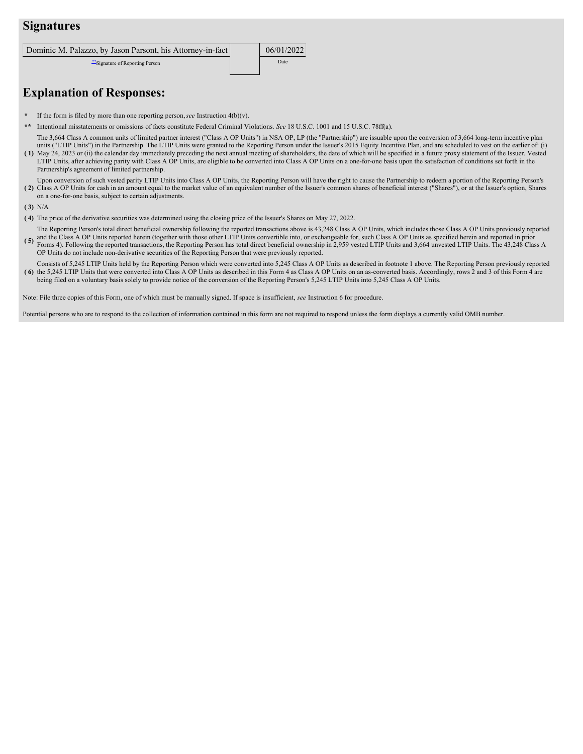## Signatures

| | | |
|---|---|---|
| Dominic M. Palazzo, by Jason Parsont, his Attorney-in-fact | | 06/01/2022 |
| **Signature of Reporting Person | | Date |

## Explanation of Responses:

\* If the form is filed by more than one reporting person, *see* Instruction 4(b)(v).

\*\* Intentional misstatements or omissions of facts constitute Federal Criminal Violations. *See* 18 U.S.C. 1001 and 15 U.S.C. 78ff(a).

( 1) The 3,664 Class A common units of limited partner interest ("Class A OP Units") in NSA OP, LP (the "Partnership") are issuable upon the conversion of 3,664 long-term incentive plan units ("LTIP Units") in the Partnership. The LTIP Units were granted to the Reporting Person under the Issuer's 2015 Equity Incentive Plan, and are scheduled to vest on the earlier of: (i) May 24, 2023 or (ii) the calendar day immediately preceding the next annual meeting of shareholders, the date of which will be specified in a future proxy statement of the Issuer. Vested LTIP Units, after achieving parity with Class A OP Units, are eligible to be converted into Class A OP Units on a one-for-one basis upon the satisfaction of conditions set forth in the Partnership's agreement of limited partnership.

( 2) Upon conversion of such vested parity LTIP Units into Class A OP Units, the Reporting Person will have the right to cause the Partnership to redeem a portion of the Reporting Person's Class A OP Units for cash in an amount equal to the market value of an equivalent number of the Issuer's common shares of beneficial interest ("Shares"), or at the Issuer's option, Shares on a one-for-one basis, subject to certain adjustments.

( 3) N/A

( 4) The price of the derivative securities was determined using the closing price of the Issuer's Shares on May 27, 2022.

( 5) The Reporting Person's total direct beneficial ownership following the reported transactions above is 43,248 Class A OP Units, which includes those Class A OP Units previously reported and the Class A OP Units reported herein (together with those other LTIP Units convertible into, or exchangeable for, such Class A OP Units as specified herein and reported in prior Forms 4). Following the reported transactions, the Reporting Person has total direct beneficial ownership in 2,959 vested LTIP Units and 3,664 unvested LTIP Units. The 43,248 Class A OP Units do not include non-derivative securities of the Reporting Person that were previously reported.

( 6) Consists of 5,245 LTIP Units held by the Reporting Person which were converted into 5,245 Class A OP Units as described in footnote 1 above. The Reporting Person previously reported the 5,245 LTIP Units that were converted into Class A OP Units as described in this Form 4 as Class A OP Units on an as-converted basis. Accordingly, rows 2 and 3 of this Form 4 are being filed on a voluntary basis solely to provide notice of the conversion of the Reporting Person's 5,245 LTIP Units into 5,245 Class A OP Units.

Note: File three copies of this Form, one of which must be manually signed. If space is insufficient, *see* Instruction 6 for procedure.

Potential persons who are to respond to the collection of information contained in this form are not required to respond unless the form displays a currently valid OMB number.